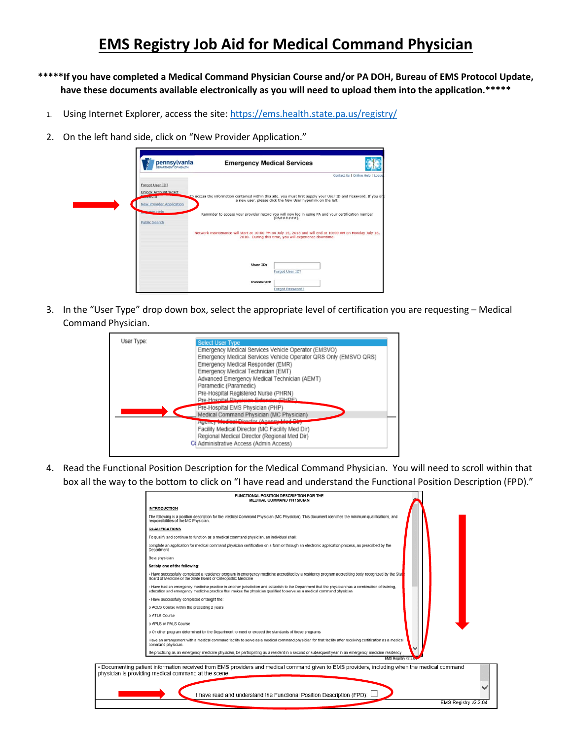# EMS Registry Job Aid for Medical Command Physician

**\*\*\*\*\*If you have completed a Medical Command Physician Course and/or PA DOH, Bureau of EMS Protocol Update, have these documents available electronically as you will need to upload them into the application.\*\*\*\*\***

1. Using Internet Explorer, access the site: https://ems.health.state.pa.us/registry/
2. On the left hand side, click on "New Provider Application."
3. In the "User Type" drop down box, select the appropriate level of certification you are requesting – Medical Command Physician.
4. Read the Functional Position Description for the Medical Command Physician. You will need to scroll within that box all the way to the bottom to click on "I have read and understand the Functional Position Description (FPD)."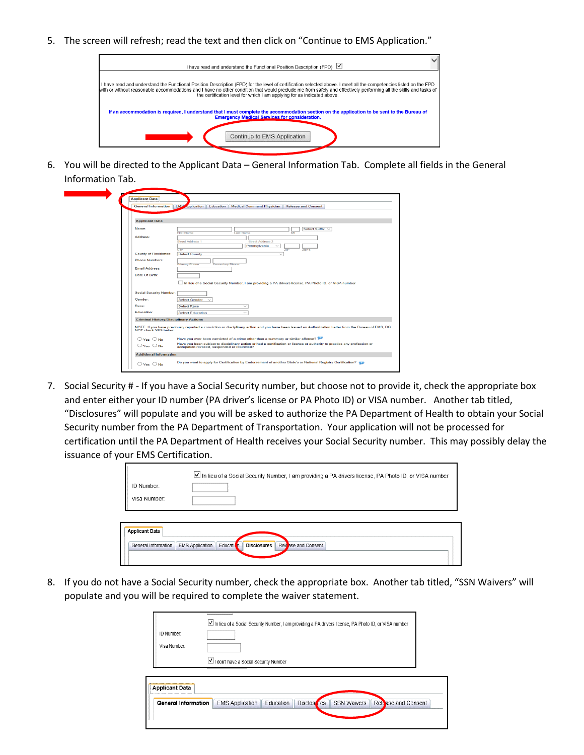5. The screen will refresh; read the text and then click on "Continue to EMS Application."

6. You will be directed to the Applicant Data – General Information Tab. Complete all fields in the General Information Tab.

7. Social Security # - If you have a Social Security number, but choose not to provide it, check the appropriate box and enter either your ID number (PA driver's license or PA Photo ID) or VISA number. Another tab titled, "Disclosures" will populate and you will be asked to authorize the PA Department of Health to obtain your Social Security number from the PA Department of Transportation. Your application will not be processed for certification until the PA Department of Health receives your Social Security number. This may possibly delay the issuance of your EMS Certification.

8. If you do not have a Social Security number, check the appropriate box. Another tab titled, "SSN Waivers" will populate and you will be required to complete the waiver statement.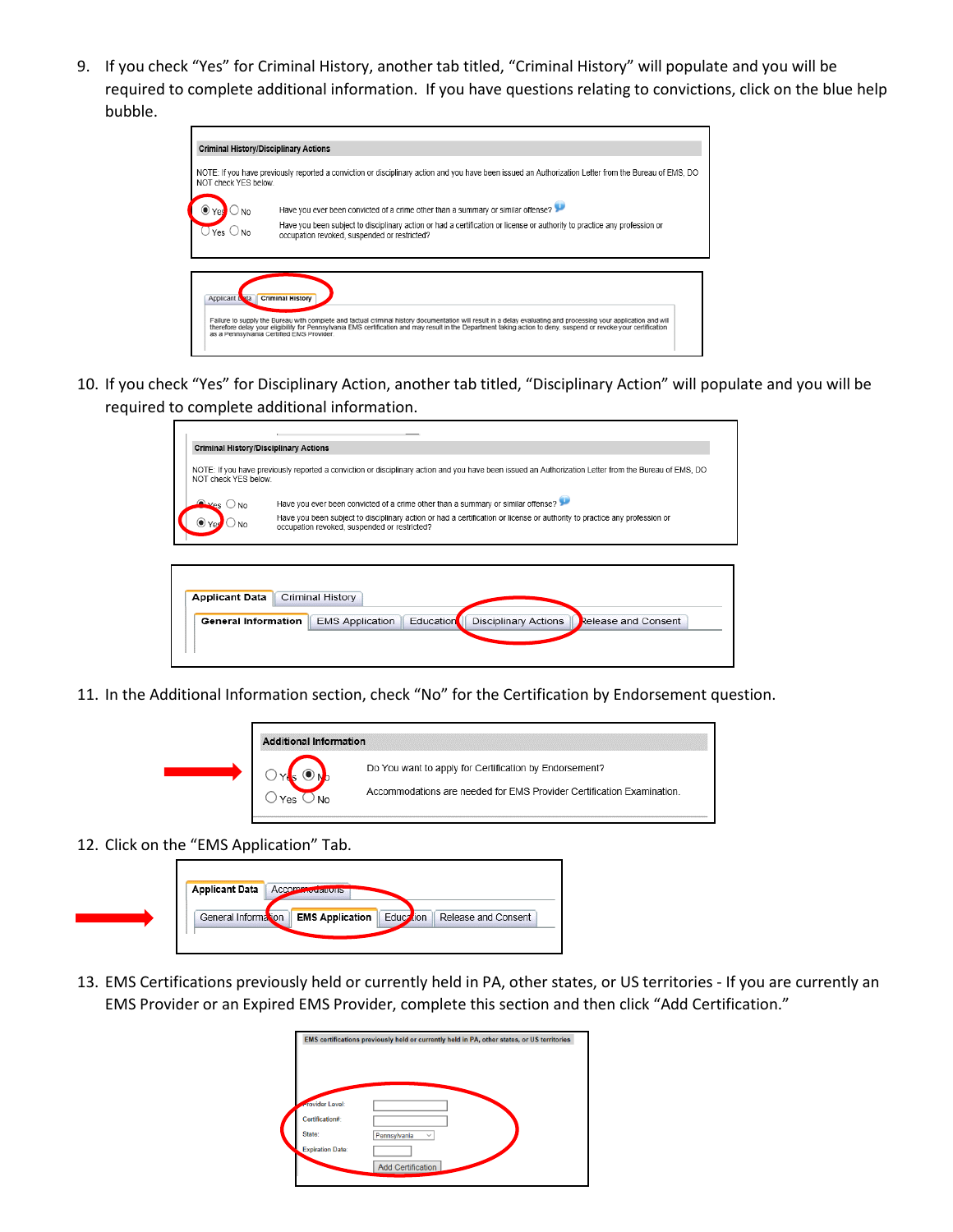9. If you check "Yes" for Criminal History, another tab titled, "Criminal History" will populate and you will be required to complete additional information. If you have questions relating to convictions, click on the blue help bubble.

10. If you check "Yes" for Disciplinary Action, another tab titled, "Disciplinary Action" will populate and you will be required to complete additional information.

11. In the Additional Information section, check "No" for the Certification by Endorsement question.

12. Click on the "EMS Application" Tab.

13. EMS Certifications previously held or currently held in PA, other states, or US territories - If you are currently an EMS Provider or an Expired EMS Provider, complete this section and then click "Add Certification."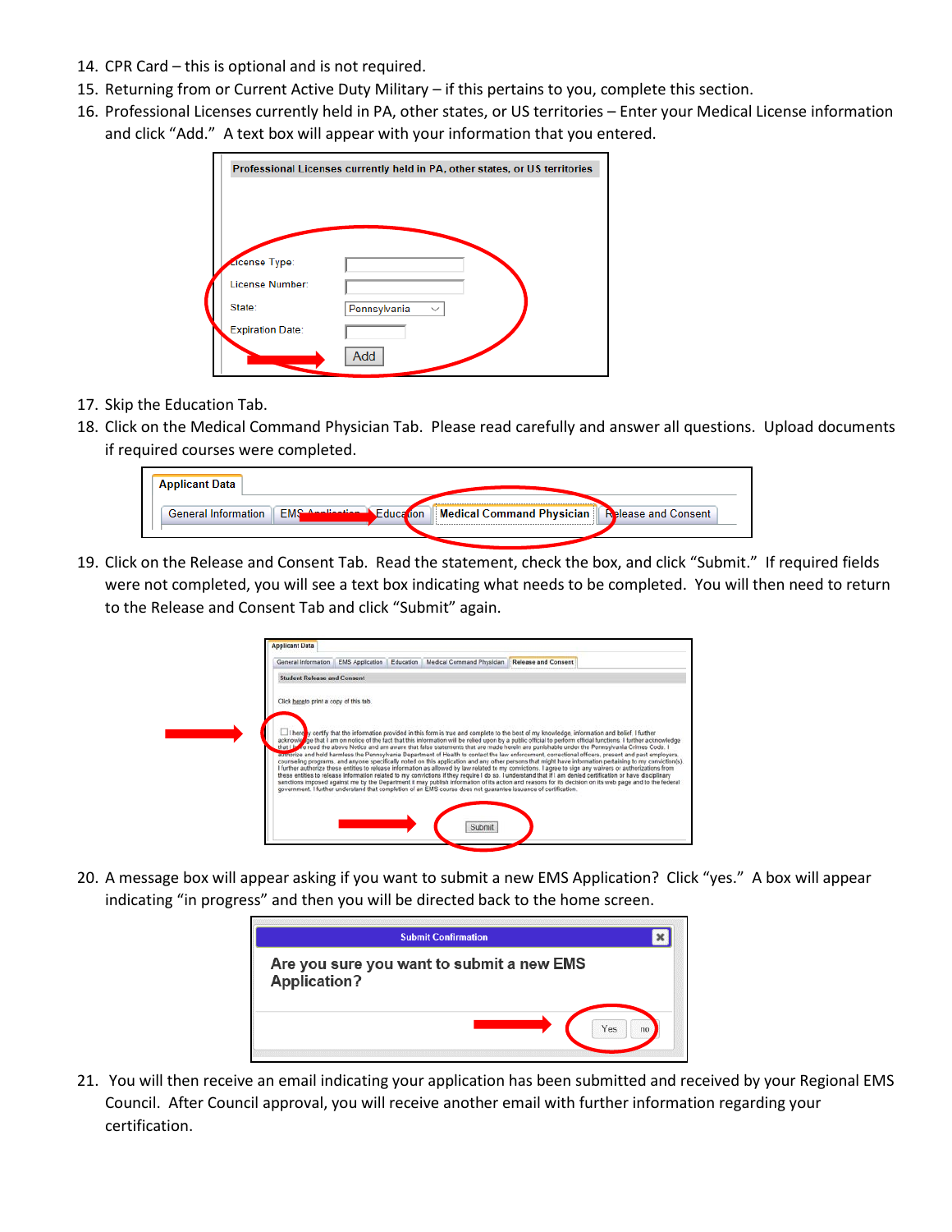14. CPR Card – this is optional and is not required.
15. Returning from or Current Active Duty Military – if this pertains to you, complete this section.
16. Professional Licenses currently held in PA, other states, or US territories – Enter your Medical License information and click "Add." A text box will appear with your information that you entered.

17. Skip the Education Tab.
18. Click on the Medical Command Physician Tab. Please read carefully and answer all questions. Upload documents if required courses were completed.

19. Click on the Release and Consent Tab. Read the statement, check the box, and click "Submit." If required fields were not completed, you will see a text box indicating what needs to be completed. You will then need to return to the Release and Consent Tab and click "Submit" again.

20. A message box will appear asking if you want to submit a new EMS Application? Click "yes." A box will appear indicating "in progress" and then you will be directed back to the home screen.

21. You will then receive an email indicating your application has been submitted and received by your Regional EMS Council. After Council approval, you will receive another email with further information regarding your certification.